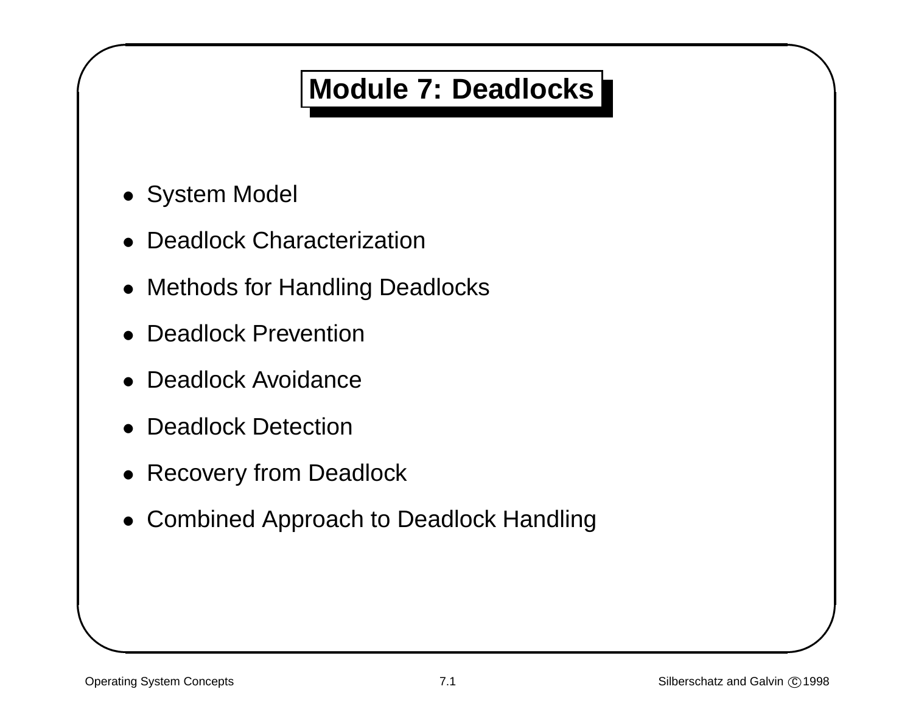# Module 7: Deadlocks

- System Model
- Deadlock Characterization
- Methods for Handling Deadlocks
- Deadlock Prevention
- Deadlock Avoidance
- Deadlock Detection
- Recovery from Deadlock
- Combined Approach to Deadlock Handling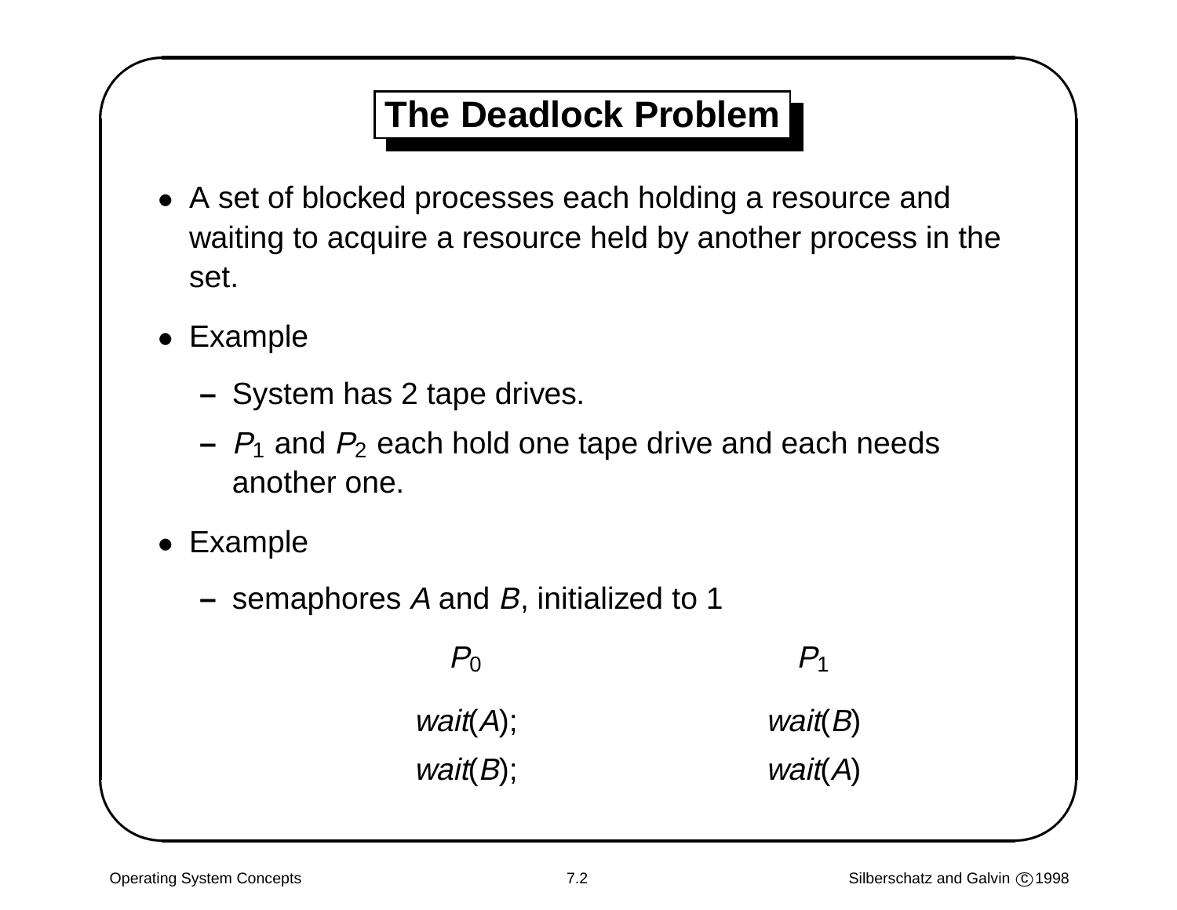# The Deadlock Problem

- A set of blocked processes each holding a resource and waiting to acquire a resource held by another process in the set.
- Example
  - System has 2 tape drives.
  - $P_1$ and $P_2$ each hold one tape drive and each needs another one.
- Example
  - semaphores $A$ and $B$, initialized to 1

| $P_0$ | $P_1$ |
| --- | --- |
| *wait*($A$); | *wait*($B$) |
| *wait*($B$); | *wait*($A$) |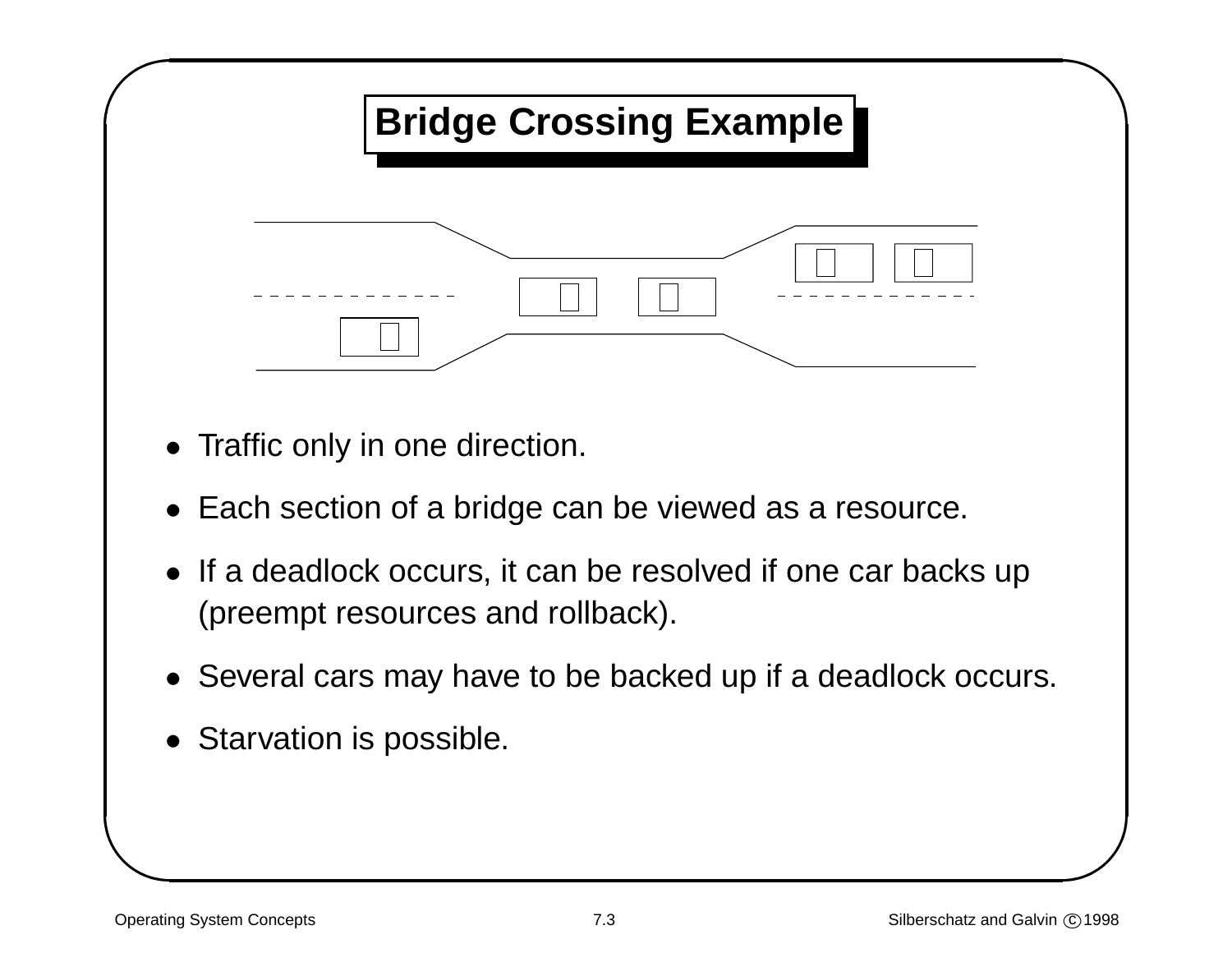# Bridge Crossing Example

- Traffic only in one direction.
- Each section of a bridge can be viewed as a resource.
- If a deadlock occurs, it can be resolved if one car backs up (preempt resources and rollback).
- Several cars may have to be backed up if a deadlock occurs.
- Starvation is possible.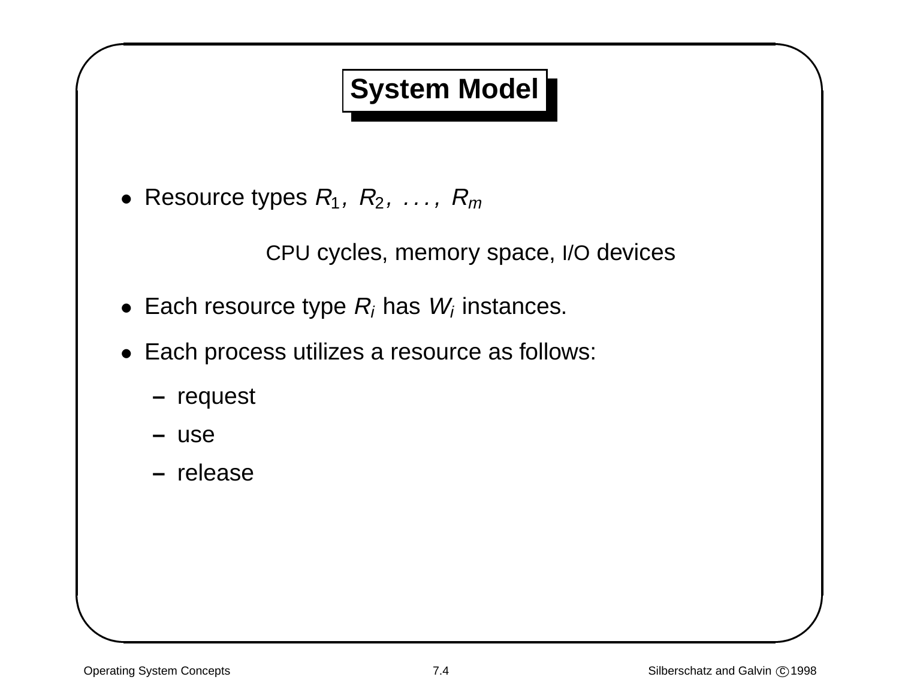# System Model

- Resource types $R_1, R_2, \ldots, R_m$

  CPU cycles, memory space, I/O devices

- Each resource type $R_i$ has $W_i$ instances.
- Each process utilizes a resource as follows:
  - request
  - use
  - release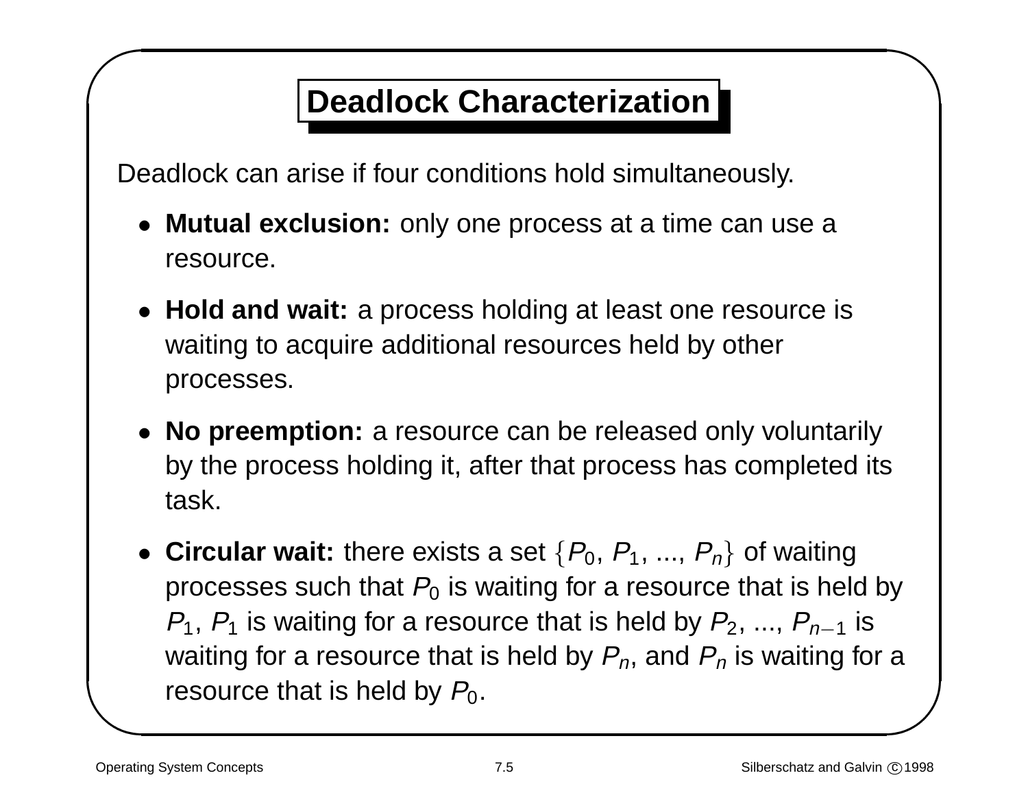# Deadlock Characterization

Deadlock can arise if four conditions hold simultaneously.

- **Mutual exclusion:** only one process at a time can use a resource.
- **Hold and wait:** a process holding at least one resource is waiting to acquire additional resources held by other processes.
- **No preemption:** a resource can be released only voluntarily by the process holding it, after that process has completed its task.
- **Circular wait:** there exists a set $\{P_0, P_1, ..., P_n\}$ of waiting processes such that $P_0$ is waiting for a resource that is held by $P_1$, $P_1$ is waiting for a resource that is held by $P_2$, ..., $P_{n-1}$ is waiting for a resource that is held by $P_n$, and $P_n$ is waiting for a resource that is held by $P_0$.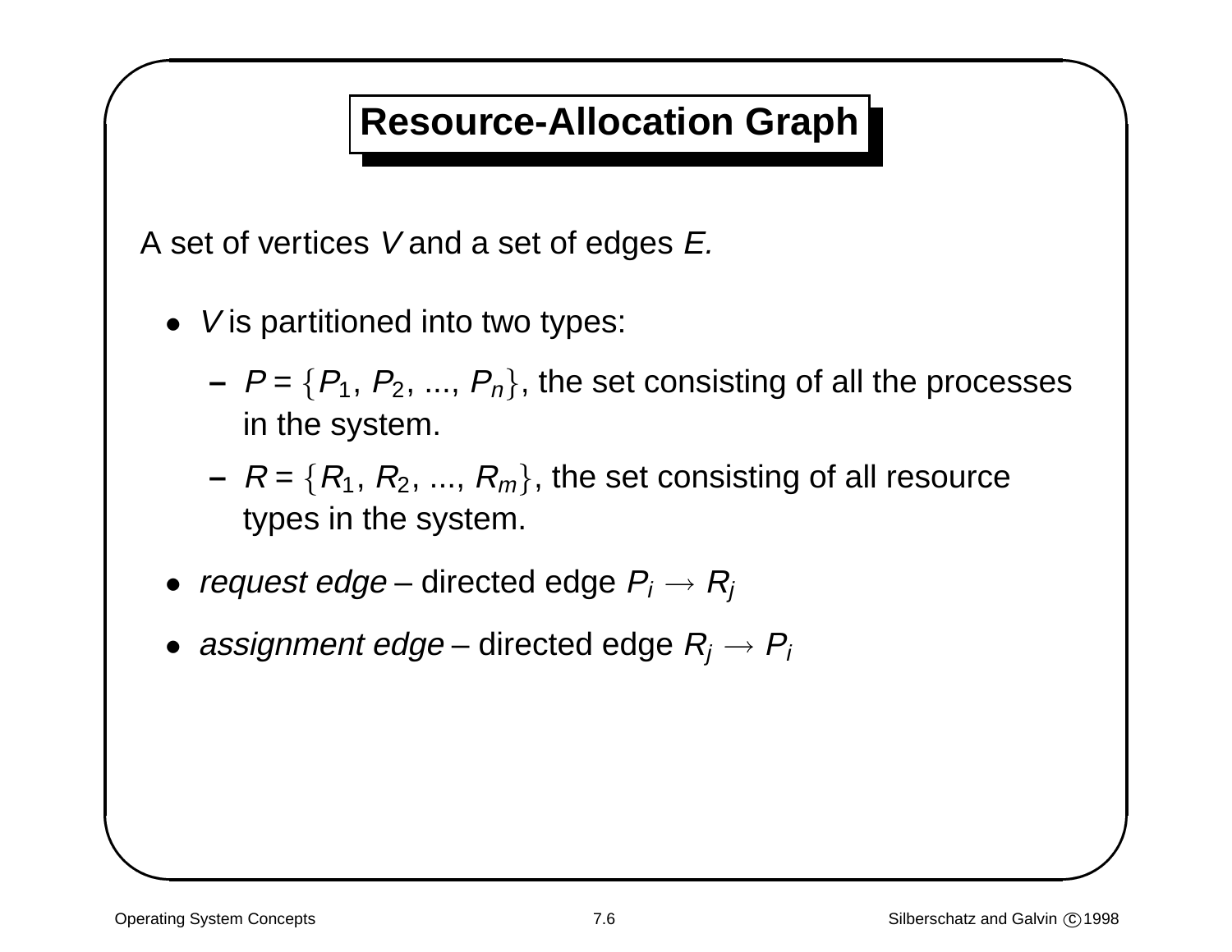# Resource-Allocation Graph

A set of vertices *V* and a set of edges *E.*

- *V* is partitioned into two types:
  - $P = \{P_1, P_2, ..., P_n\}$, the set consisting of all the processes in the system.
  - $R = \{R_1, R_2, ..., R_m\}$, the set consisting of all resource types in the system.
- *request edge* – directed edge $P_i \rightarrow R_j$
- *assignment edge* – directed edge $R_j \rightarrow P_i$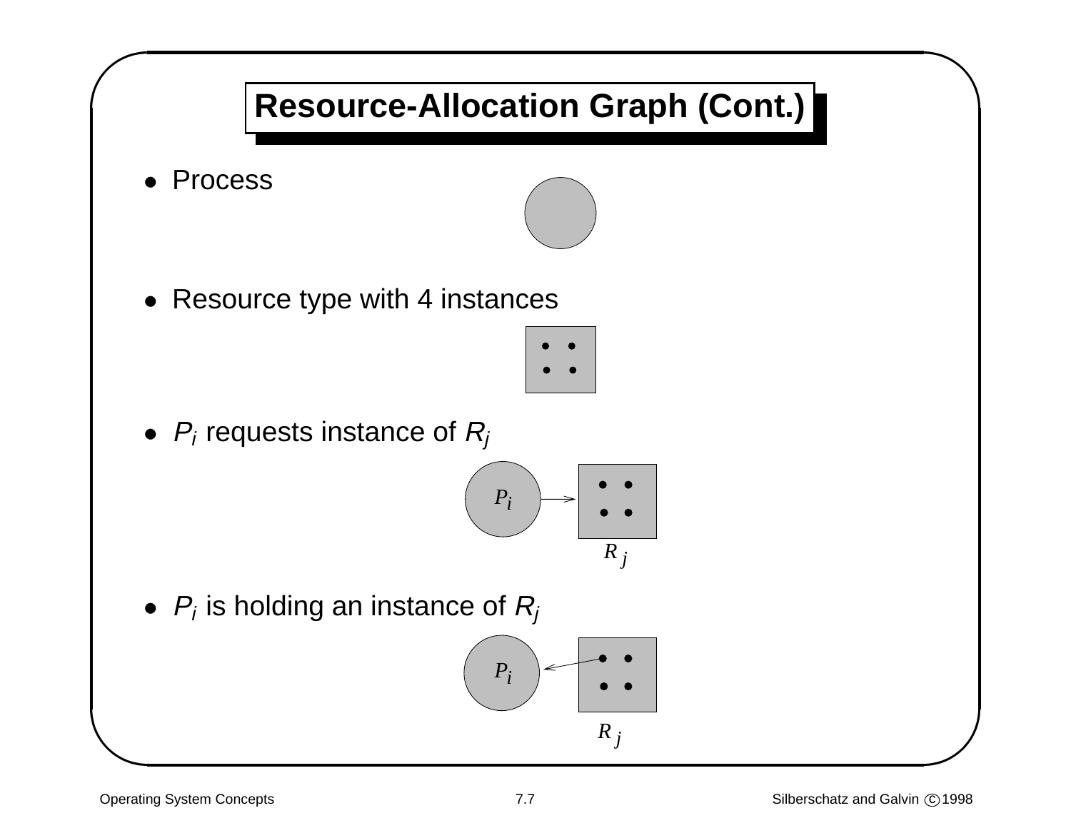# Resource-Allocation Graph (Cont.)

- Process
- Resource type with 4 instances
- $P_i$ requests instance of $R_j$
- $P_i$ is holding an instance of $R_j$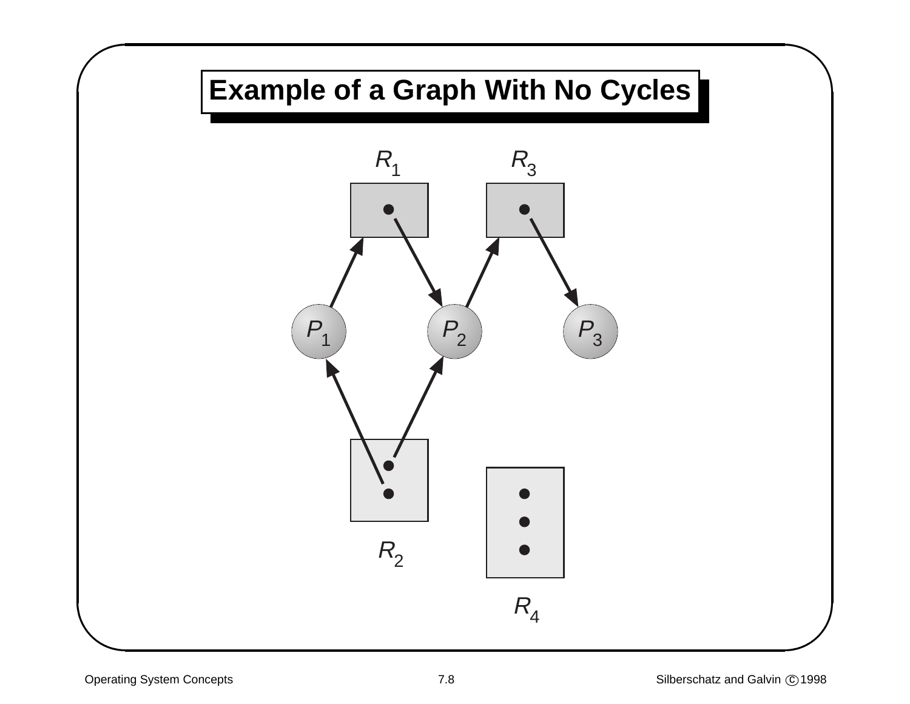# Example of a Graph With No Cycles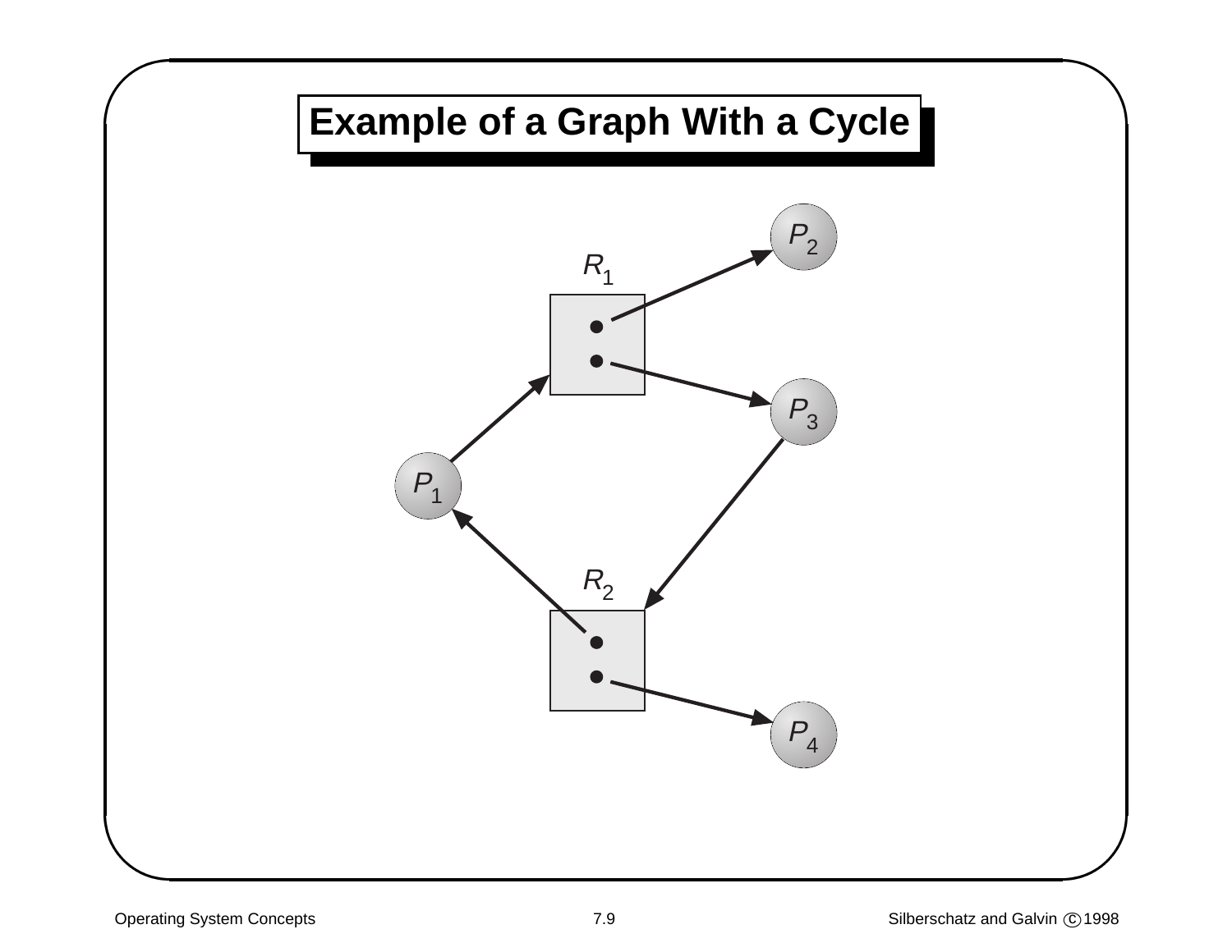# Example of a Graph With a Cycle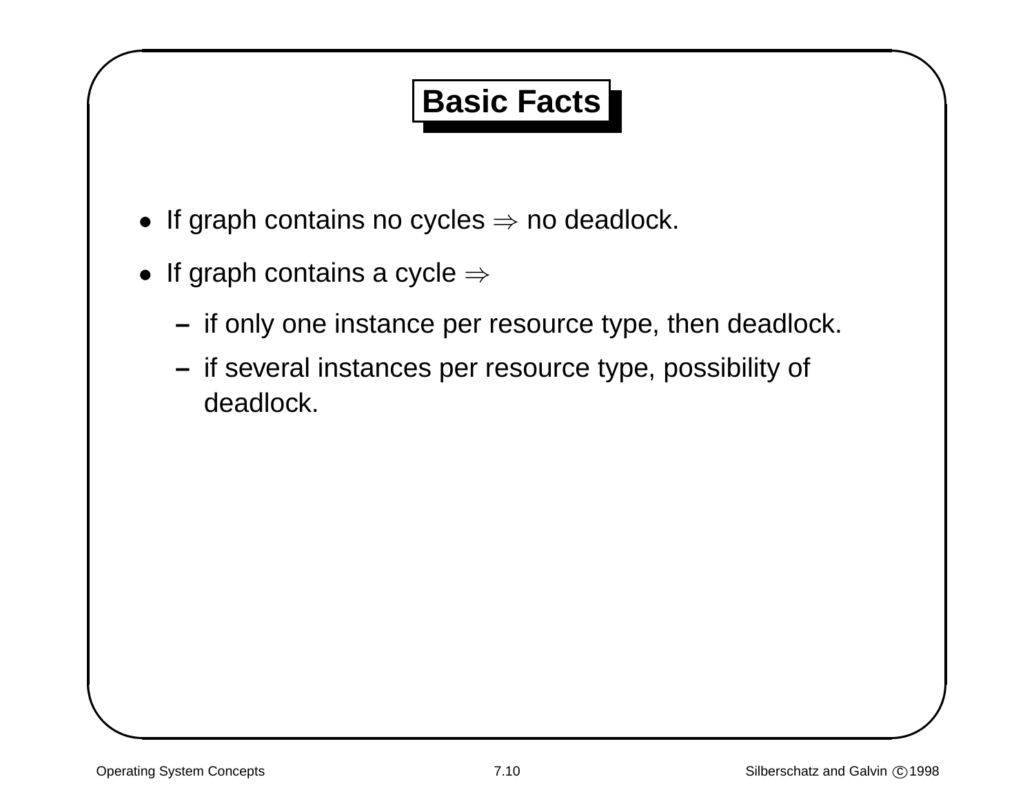# Basic Facts

- If graph contains no cycles $\Rightarrow$ no deadlock.
- If graph contains a cycle $\Rightarrow$
  - if only one instance per resource type, then deadlock.
  - if several instances per resource type, possibility of deadlock.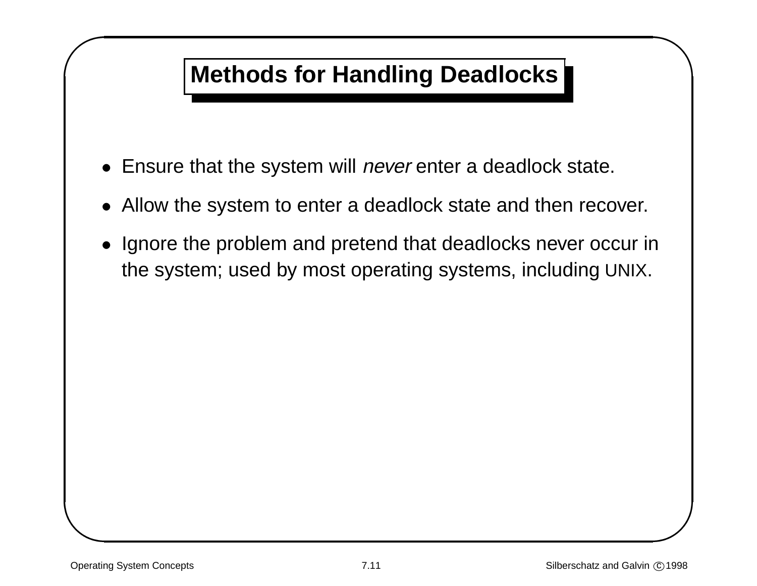# Methods for Handling Deadlocks

- Ensure that the system will *never* enter a deadlock state.
- Allow the system to enter a deadlock state and then recover.
- Ignore the problem and pretend that deadlocks never occur in the system; used by most operating systems, including UNIX.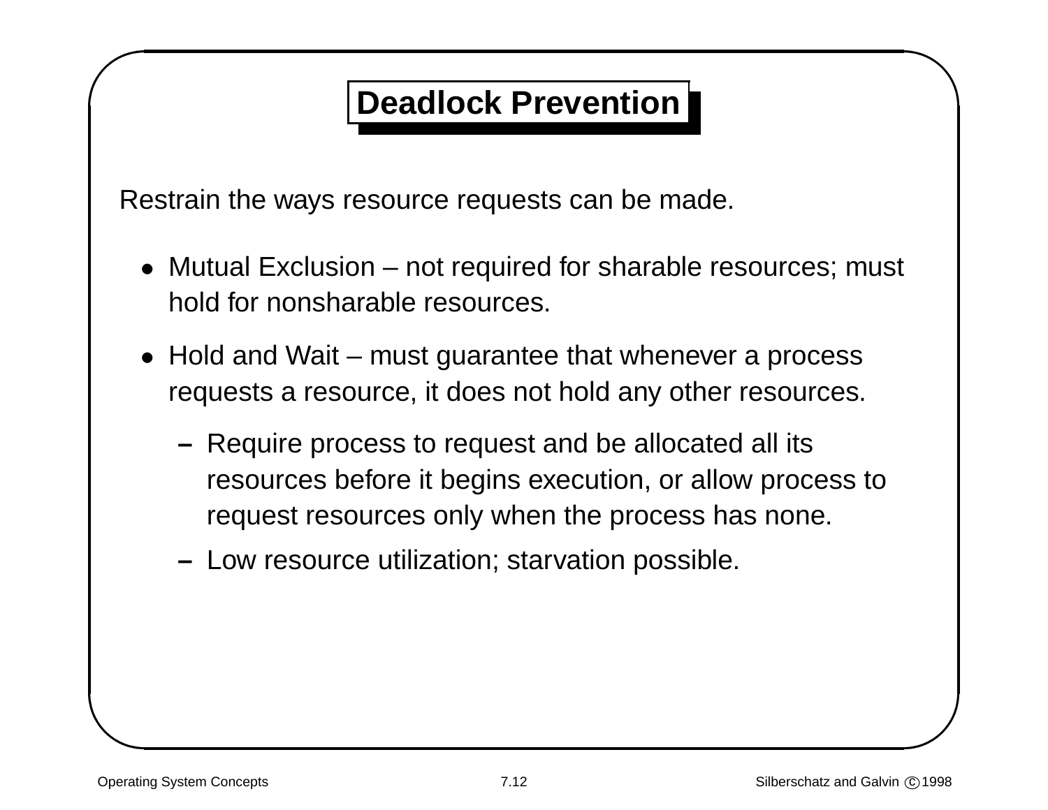# Deadlock Prevention

Restrain the ways resource requests can be made.

- Mutual Exclusion – not required for sharable resources; must hold for nonsharable resources.
- Hold and Wait – must guarantee that whenever a process requests a resource, it does not hold any other resources.
  - Require process to request and be allocated all its resources before it begins execution, or allow process to request resources only when the process has none.
  - Low resource utilization; starvation possible.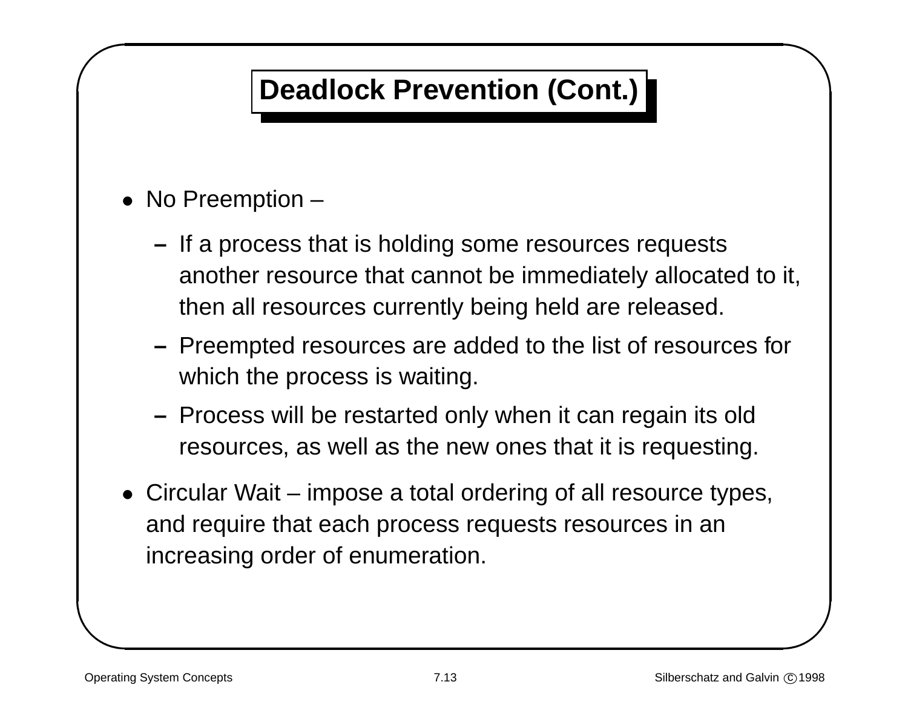# Deadlock Prevention (Cont.)

- No Preemption –
  - If a process that is holding some resources requests another resource that cannot be immediately allocated to it, then all resources currently being held are released.
  - Preempted resources are added to the list of resources for which the process is waiting.
  - Process will be restarted only when it can regain its old resources, as well as the new ones that it is requesting.
- Circular Wait – impose a total ordering of all resource types, and require that each process requests resources in an increasing order of enumeration.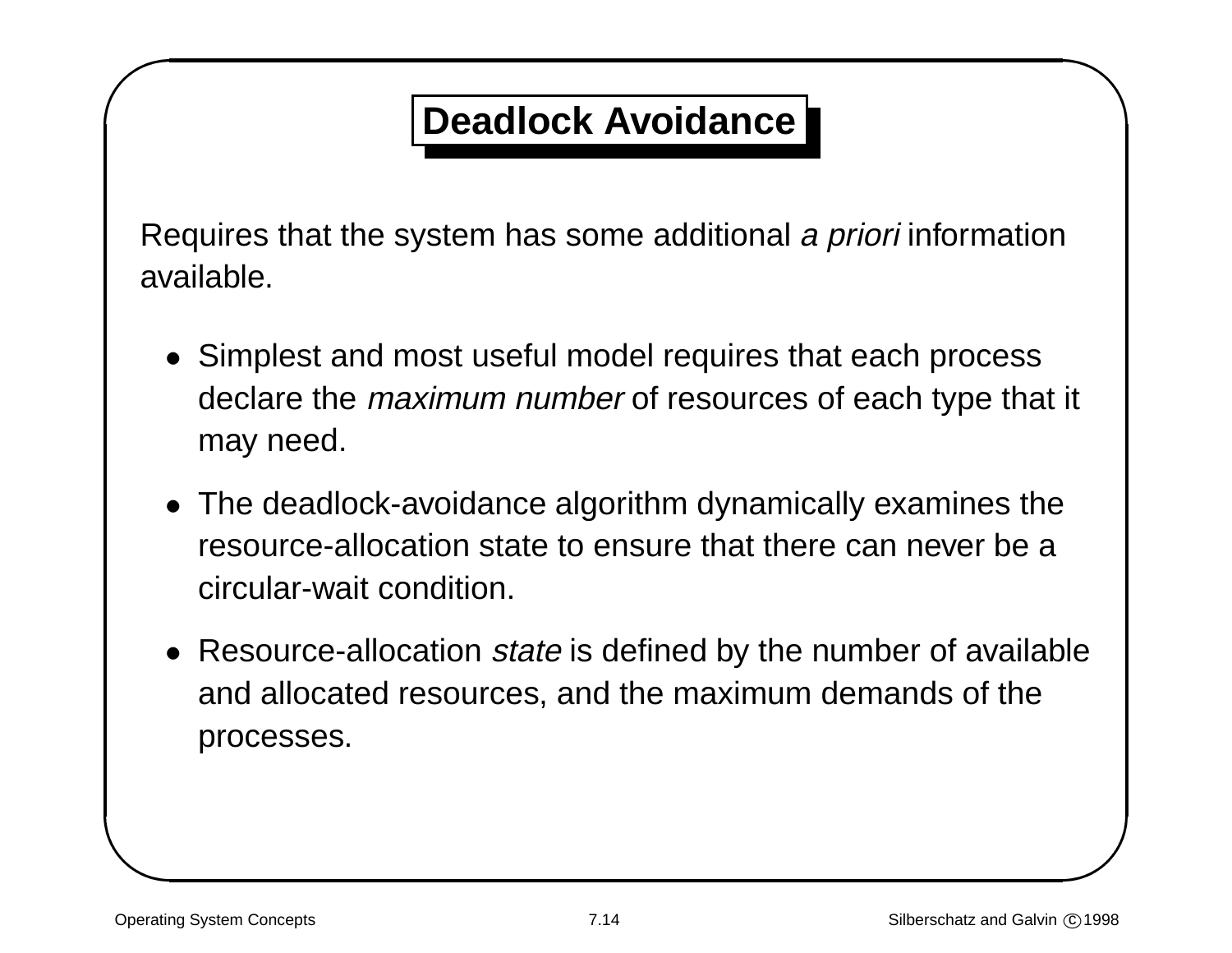# Deadlock Avoidance

Requires that the system has some additional *a priori* information available.

- Simplest and most useful model requires that each process declare the *maximum number* of resources of each type that it may need.
- The deadlock-avoidance algorithm dynamically examines the resource-allocation state to ensure that there can never be a circular-wait condition.
- Resource-allocation *state* is defined by the number of available and allocated resources, and the maximum demands of the processes.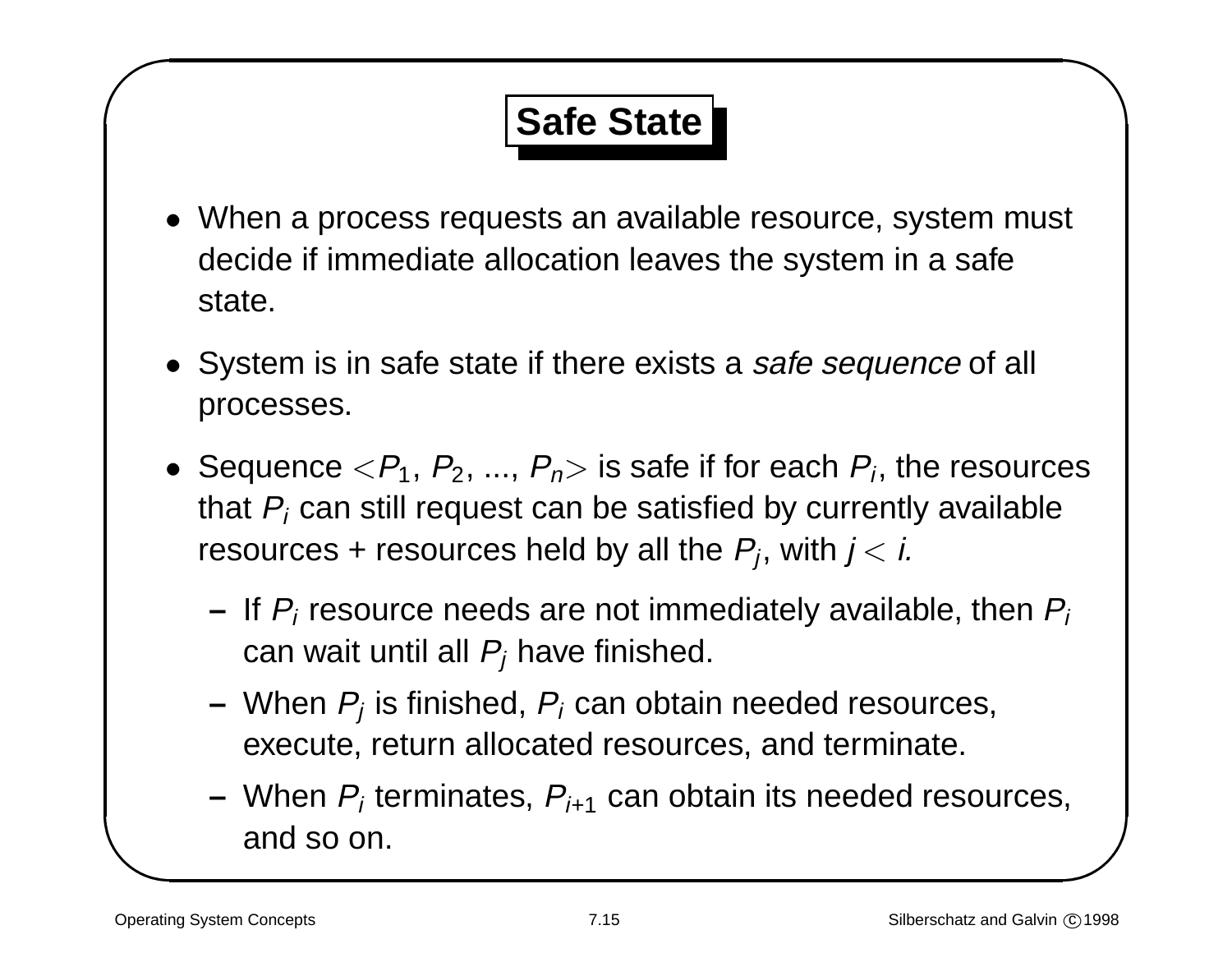# Safe State

- When a process requests an available resource, system must decide if immediate allocation leaves the system in a safe state.
- System is in safe state if there exists a *safe sequence* of all processes.
- Sequence $<P_1, P_2, ..., P_n>$ is safe if for each $P_i$, the resources that $P_i$ can still request can be satisfied by currently available resources + resources held by all the $P_j$, with $j < i$.
  - If $P_i$ resource needs are not immediately available, then $P_i$ can wait until all $P_j$ have finished.
  - When $P_j$ is finished, $P_i$ can obtain needed resources, execute, return allocated resources, and terminate.
  - When $P_i$ terminates, $P_{i+1}$ can obtain its needed resources, and so on.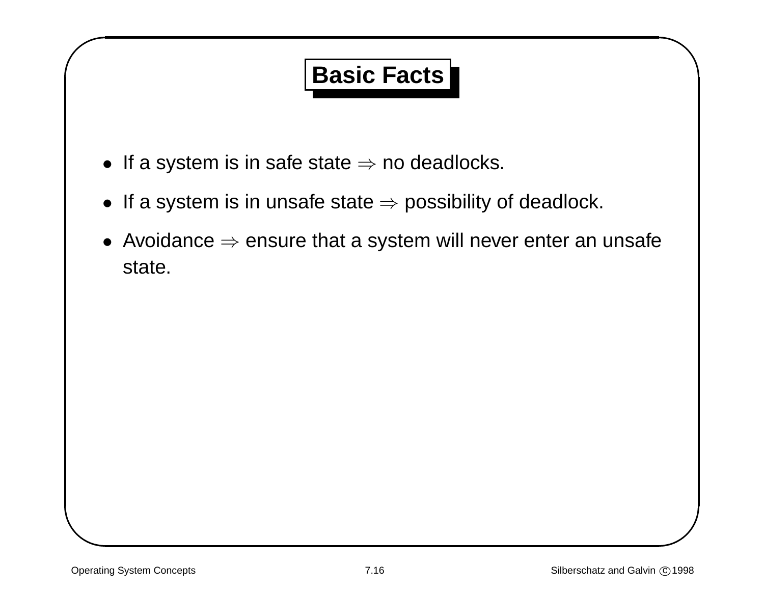# Basic Facts

- If a system is in safe state $\Rightarrow$ no deadlocks.
- If a system is in unsafe state $\Rightarrow$ possibility of deadlock.
- Avoidance $\Rightarrow$ ensure that a system will never enter an unsafe state.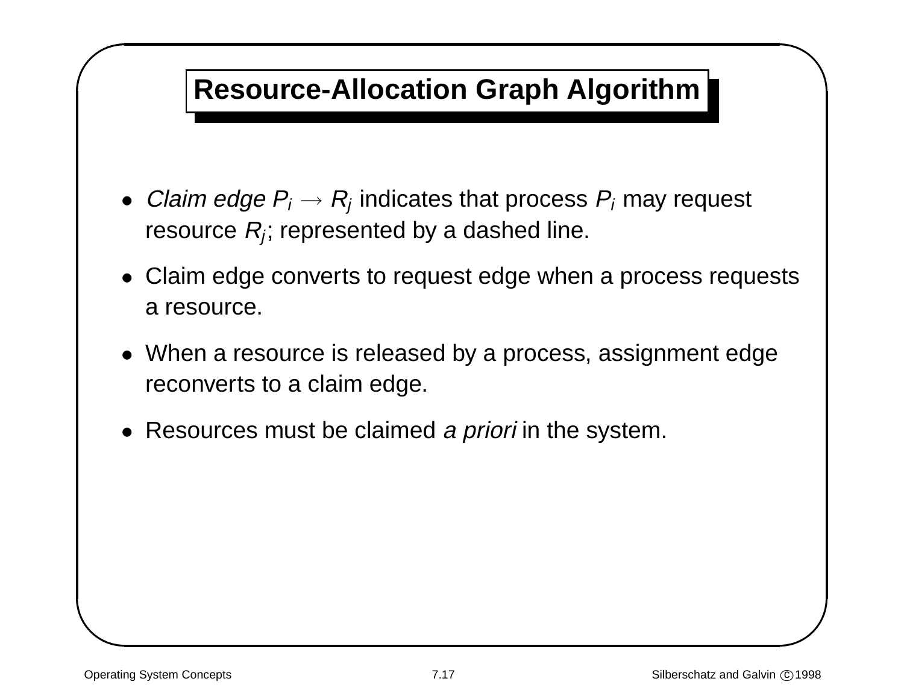# Resource-Allocation Graph Algorithm

- *Claim edge* $P_i \rightarrow R_j$ indicates that process $P_i$ may request resource $R_j$; represented by a dashed line.
- Claim edge converts to request edge when a process requests a resource.
- When a resource is released by a process, assignment edge reconverts to a claim edge.
- Resources must be claimed *a priori* in the system.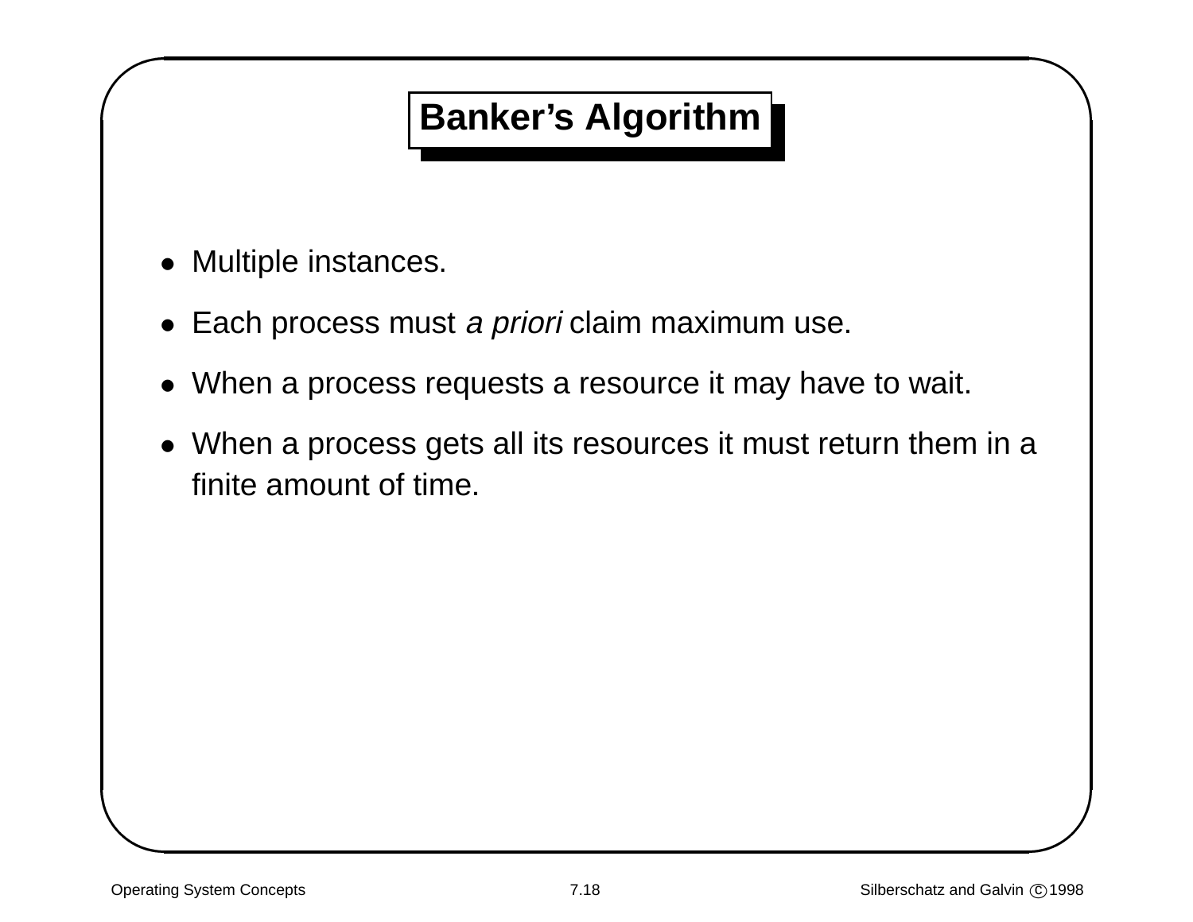# Banker's Algorithm

- Multiple instances.
- Each process must *a priori* claim maximum use.
- When a process requests a resource it may have to wait.
- When a process gets all its resources it must return them in a finite amount of time.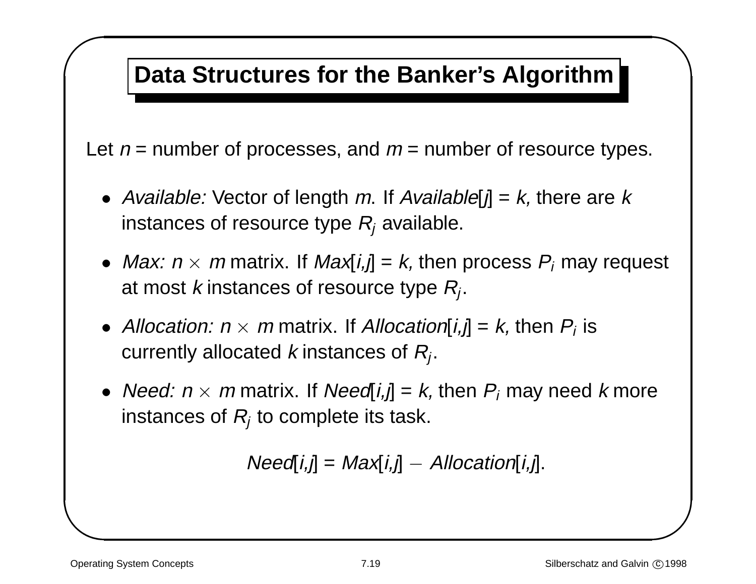# Data Structures for the Banker's Algorithm

Let $n$ = number of processes, and $m$ = number of resource types.

- *Available:* Vector of length $m$. If *Available*[$j$] = $k$, there are $k$ instances of resource type $R_j$ available.
- *Max:* $n \times m$ matrix. If *Max*[$i,j$] = $k$, then process $P_i$ may request at most $k$ instances of resource type $R_j$.
- *Allocation:* $n \times m$ matrix. If *Allocation*[$i,j$] = $k$, then $P_i$ is currently allocated $k$ instances of $R_j$.
- *Need:* $n \times m$ matrix. If *Need*[$i,j$] = $k$, then $P_i$ may need $k$ more instances of $R_j$ to complete its task.

$$Need[i,j] = Max[i,j] - Allocation[i,j].$$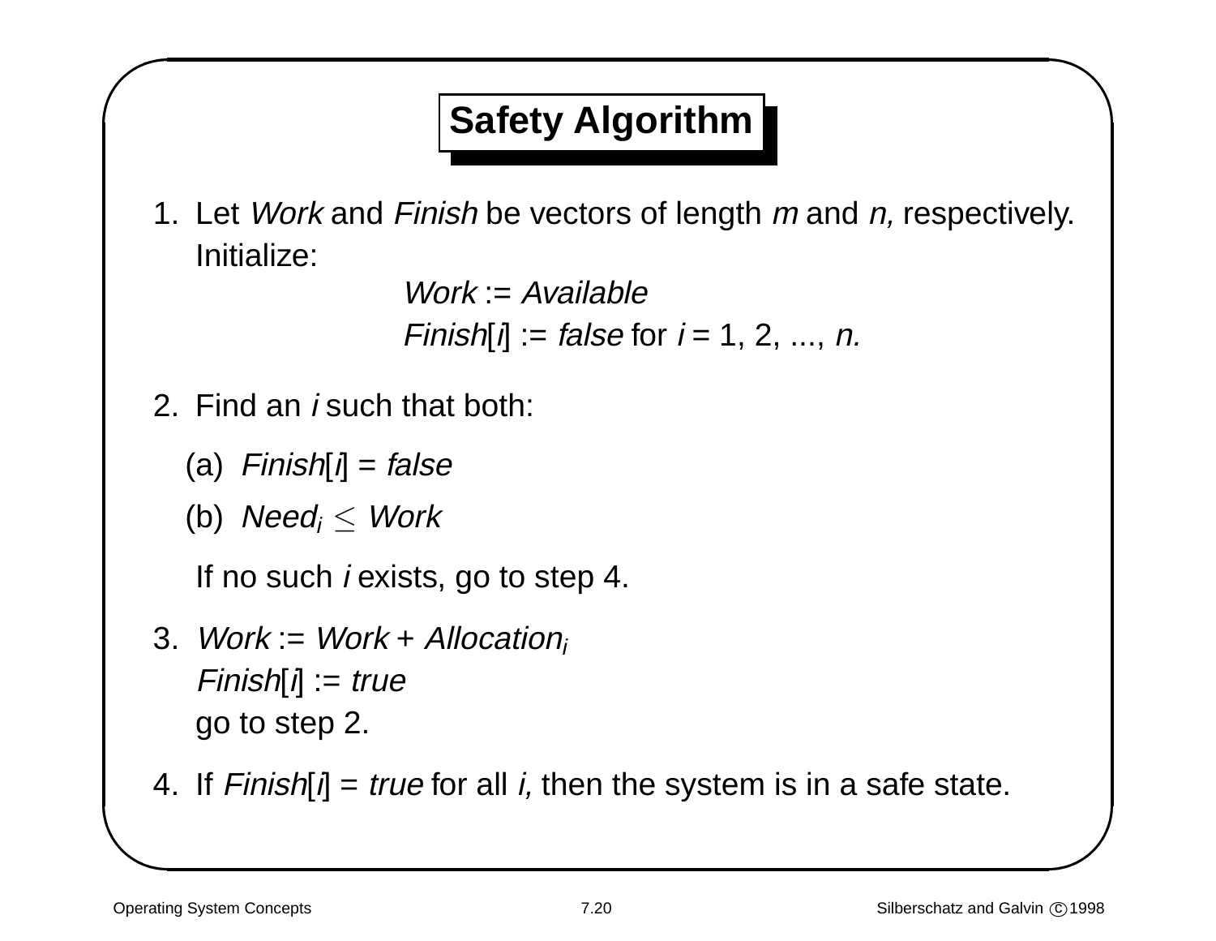# Safety Algorithm

1. Let *Work* and *Finish* be vectors of length $m$ and $n$, respectively. Initialize:

   *Work* := *Available*

   *Finish*[$i$] := *false* for $i$ = 1, 2, ..., $n$.

2. Find an $i$ such that both:

   (a) *Finish*[$i$] = *false*

   (b) $Need_i \leq Work$

   If no such $i$ exists, go to step 4.

3. *Work* := *Work* + $Allocation_i$

   *Finish*[$i$] := *true*

   go to step 2.

4. If *Finish*[$i$] = *true* for all $i$, then the system is in a safe state.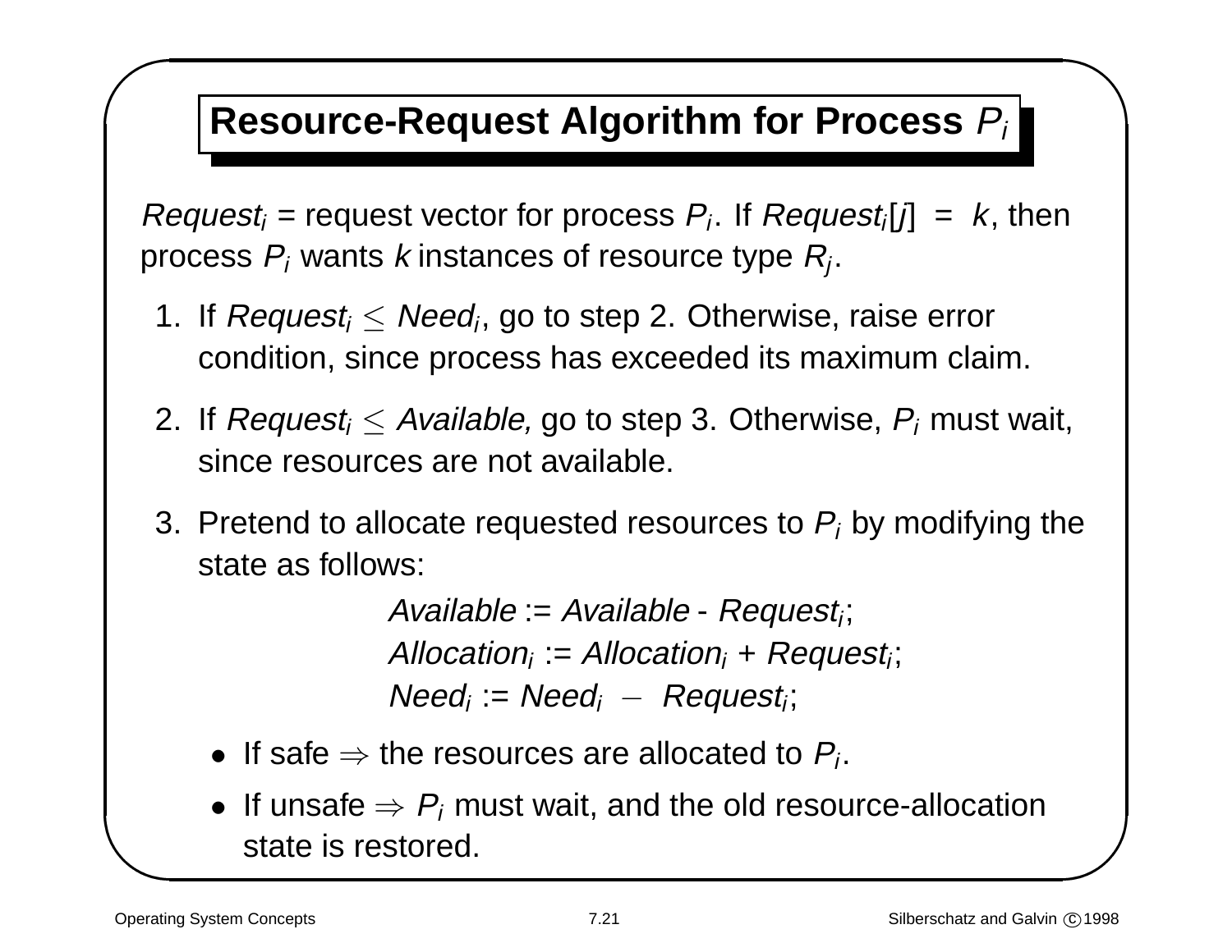## Resource-Request Algorithm for Process $P_i$

$Request_i$ = request vector for process $P_i$. If $Request_i[j] = k$, then process $P_i$ wants $k$ instances of resource type $R_j$.

1. If $Request_i \leq Need_i$, go to step 2. Otherwise, raise error condition, since process has exceeded its maximum claim.
2. If $Request_i \leq Available$, go to step 3. Otherwise, $P_i$ must wait, since resources are not available.
3. Pretend to allocate requested resources to $P_i$ by modifying the state as follows:

$$Available := Available - Request_i;$$
$$Allocation_i := Allocation_i + Request_i;$$
$$Need_i := Need_i - Request_i;$$

- If safe $\Rightarrow$ the resources are allocated to $P_i$.
- If unsafe $\Rightarrow$ $P_i$ must wait, and the old resource-allocation state is restored.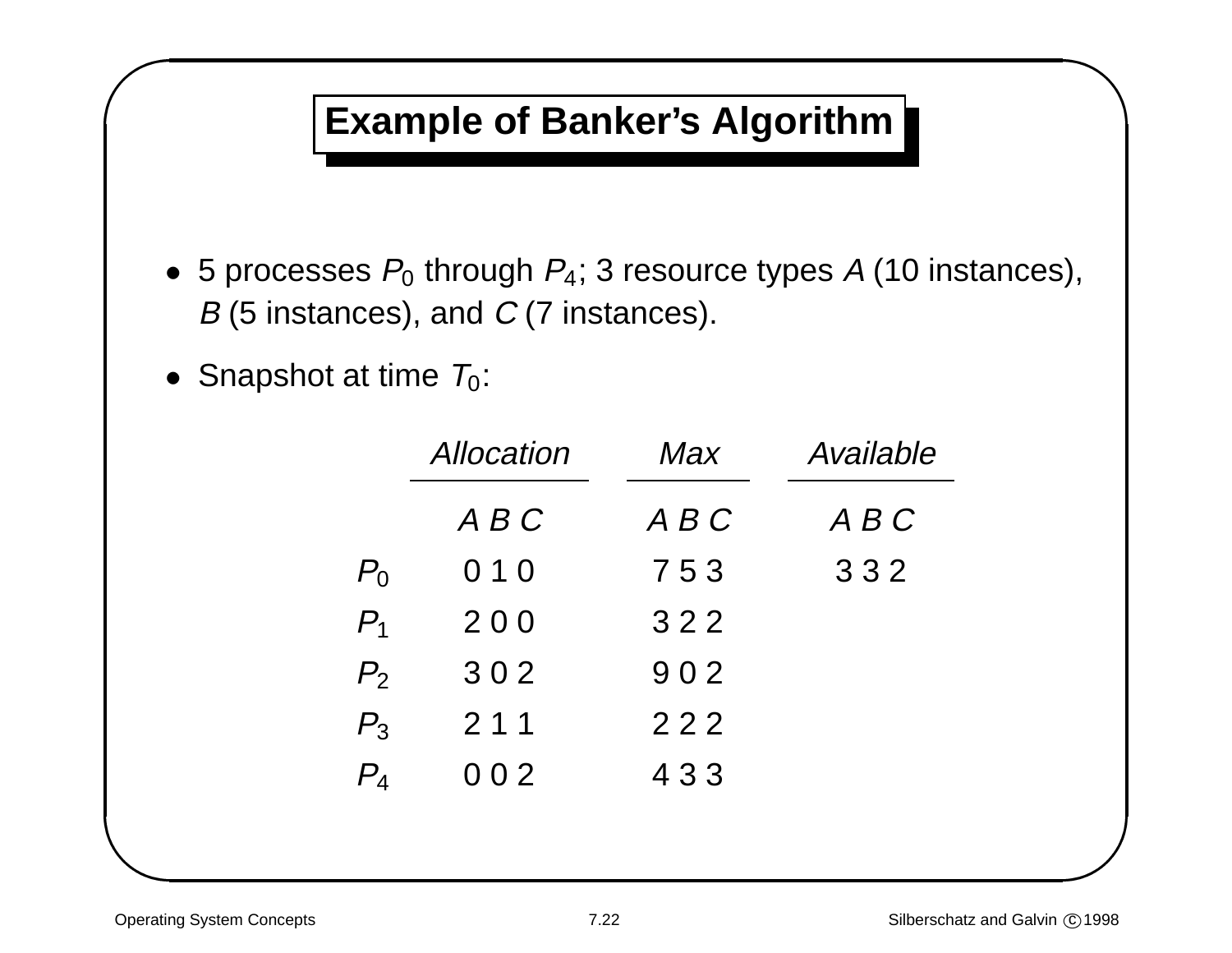# Example of Banker's Algorithm

- 5 processes $P_0$ through $P_4$; 3 resource types $A$ (10 instances), $B$ (5 instances), and $C$ (7 instances).
- Snapshot at time $T_0$:

| | *Allocation* | *Max* | *Available* |
|---|---|---|---|
| | *A B C* | *A B C* | *A B C* |
| $P_0$ | 0 1 0 | 7 5 3 | 3 3 2 |
| $P_1$ | 2 0 0 | 3 2 2 | |
| $P_2$ | 3 0 2 | 9 0 2 | |
| $P_3$ | 2 1 1 | 2 2 2 | |
| $P_4$ | 0 0 2 | 4 3 3 | |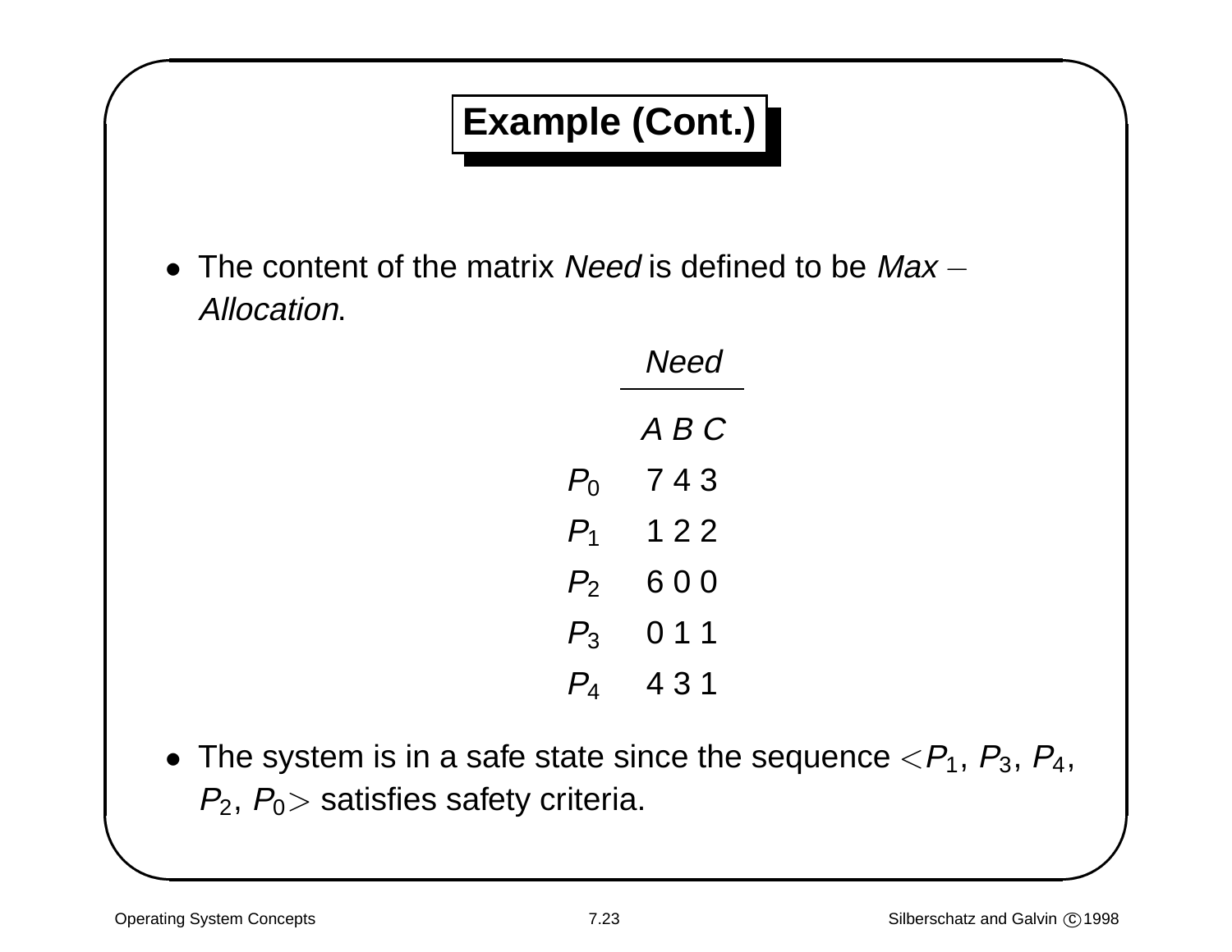## Example (Cont.)

- The content of the matrix *Need* is defined to be *Max* − *Allocation*.

| | *Need* |
|---|---|
| | *A B C* |
| $P_0$ | 7 4 3 |
| $P_1$ | 1 2 2 |
| $P_2$ | 6 0 0 |
| $P_3$ | 0 1 1 |
| $P_4$ | 4 3 1 |

- The system is in a safe state since the sequence $<P_1, P_3, P_4, P_2, P_0>$ satisfies safety criteria.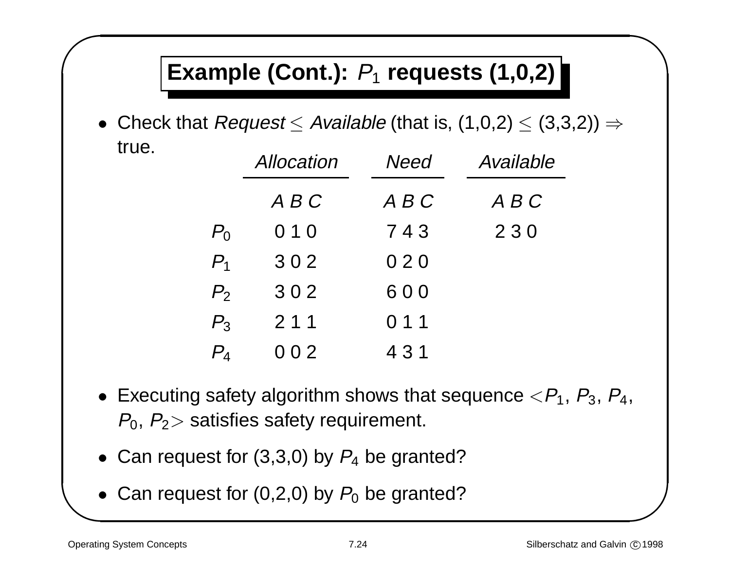# Example (Cont.): $P_1$ requests (1,0,2)

- Check that *Request* $\leq$ *Available* (that is, (1,0,2) $\leq$ (3,3,2)) $\Rightarrow$ true.

| | *Allocation* | *Need* | *Available* |
|---|---|---|---|
| | *A B C* | *A B C* | *A B C* |
| $P_0$ | 0 1 0 | 7 4 3 | 2 3 0 |
| $P_1$ | 3 0 2 | 0 2 0 | |
| $P_2$ | 3 0 2 | 6 0 0 | |
| $P_3$ | 2 1 1 | 0 1 1 | |
| $P_4$ | 0 0 2 | 4 3 1 | |

- Executing safety algorithm shows that sequence $<P_1, P_3, P_4, P_0, P_2>$ satisfies safety requirement.
- Can request for (3,3,0) by $P_4$ be granted?
- Can request for (0,2,0) by $P_0$ be granted?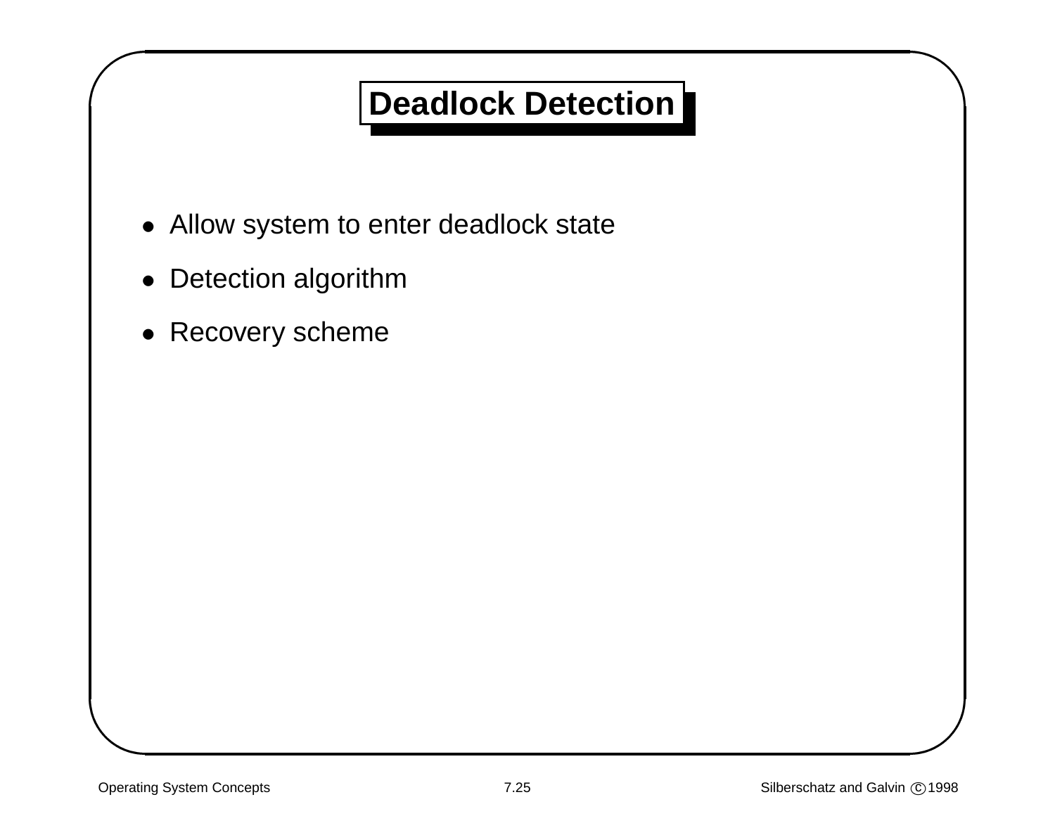# Deadlock Detection

- Allow system to enter deadlock state
- Detection algorithm
- Recovery scheme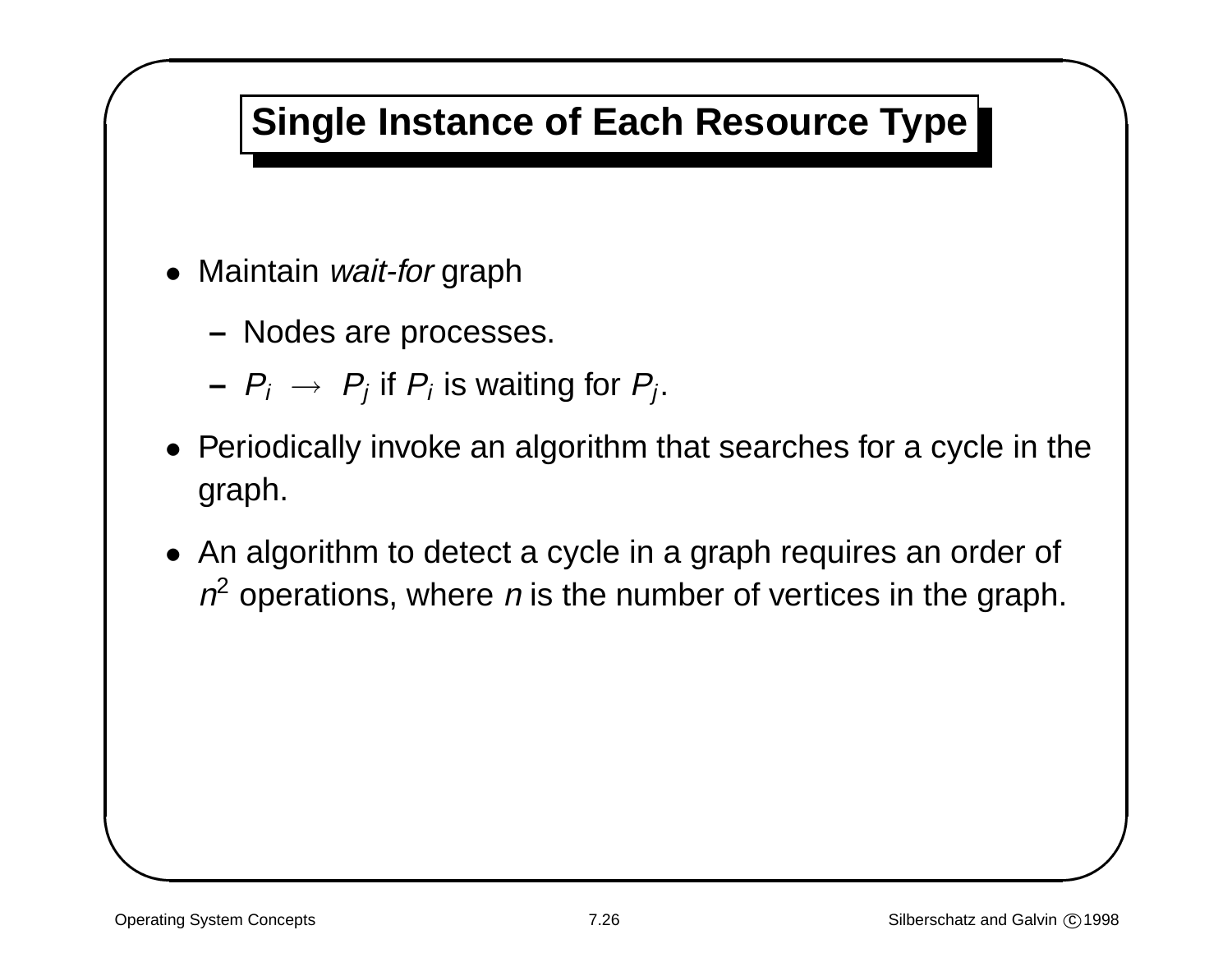# Single Instance of Each Resource Type

- Maintain *wait-for* graph
  - Nodes are processes.
  - $P_i \rightarrow P_j$ if $P_i$ is waiting for $P_j$.
- Periodically invoke an algorithm that searches for a cycle in the graph.
- An algorithm to detect a cycle in a graph requires an order of $n^2$ operations, where $n$ is the number of vertices in the graph.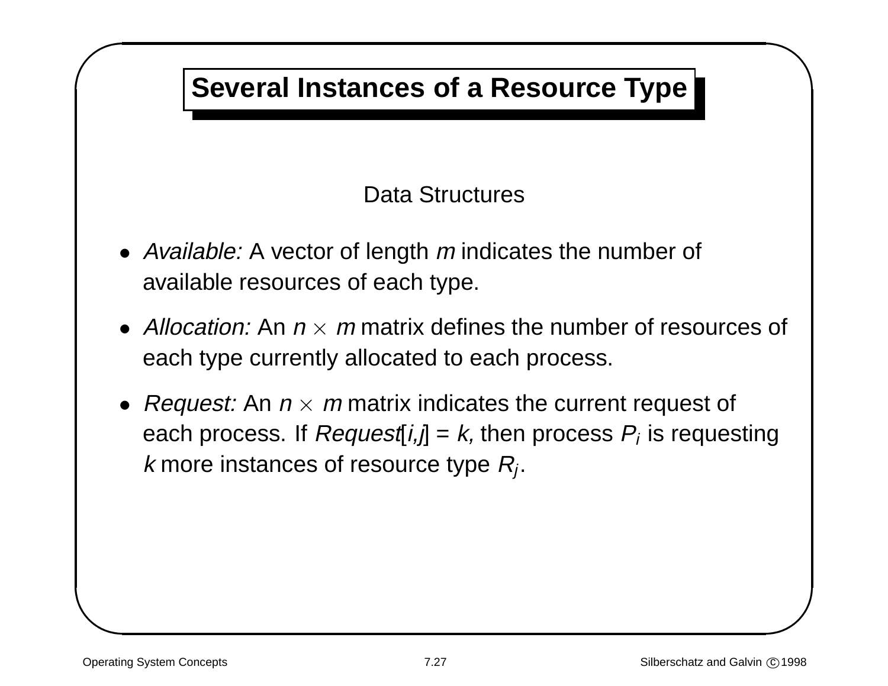# Several Instances of a Resource Type

Data Structures

- *Available:* A vector of length $m$ indicates the number of available resources of each type.
- *Allocation:* An $n \times m$ matrix defines the number of resources of each type currently allocated to each process.
- *Request:* An $n \times m$ matrix indicates the current request of each process. If *Request*[$i,j$] = $k$, then process $P_i$ is requesting $k$ more instances of resource type $R_j$.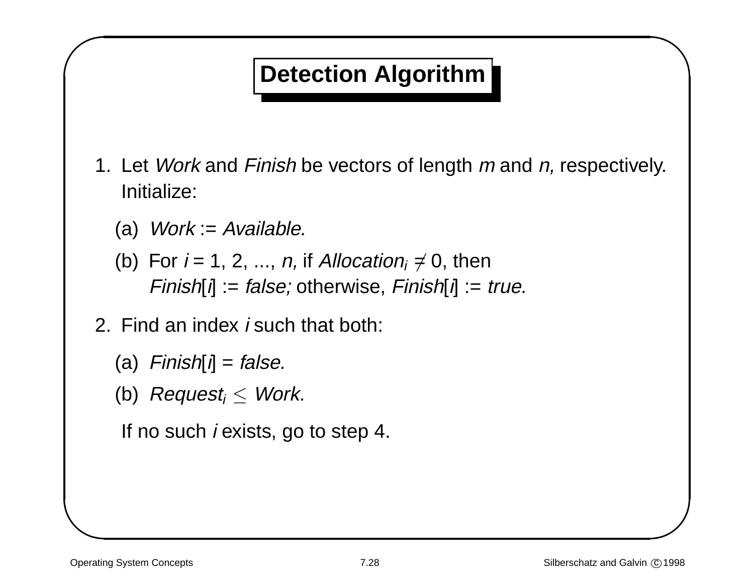# Detection Algorithm

1. Let *Work* and *Finish* be vectors of length *m* and *n,* respectively. Initialize:

   (a) *Work* := *Available.*

   (b) For *i* = 1, 2, ..., *n,* if $Allocation_i \neq 0$, then *Finish*[*i*] := *false;* otherwise, *Finish*[*i*] := *true.*

2. Find an index *i* such that both:

   (a) *Finish*[*i*] = *false.*

   (b) $Request_i \leq Work$.

   If no such *i* exists, go to step 4.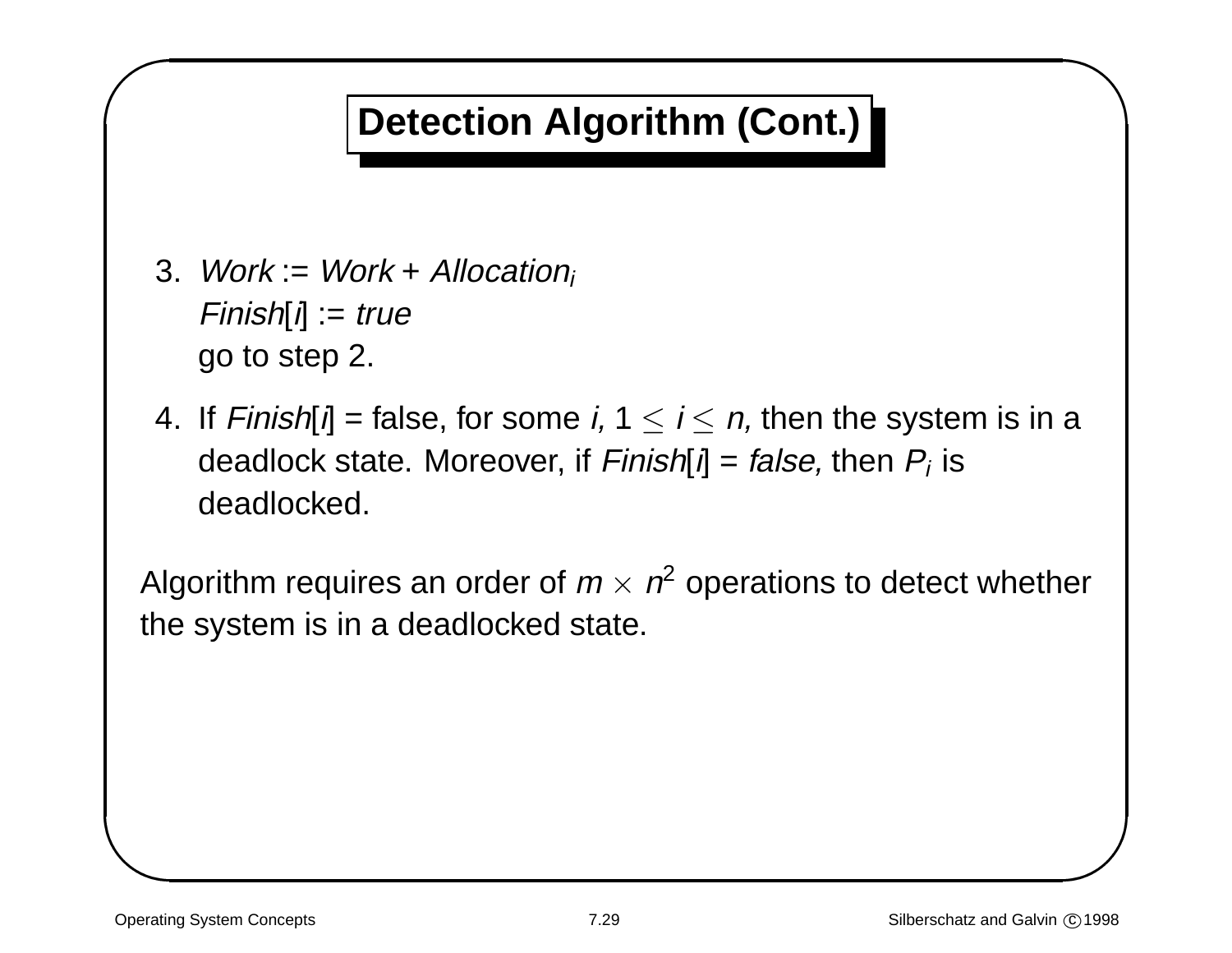# Detection Algorithm (Cont.)

3. *Work* := *Work* + $Allocation_i$
   *Finish*[*i*] := *true*
   go to step 2.

4. If *Finish*[*i*] = false, for some *i*, $1 \leq i \leq n$, then the system is in a deadlock state. Moreover, if *Finish*[*i*] = *false*, then $P_i$ is deadlocked.

Algorithm requires an order of $m \times n^2$ operations to detect whether the system is in a deadlocked state.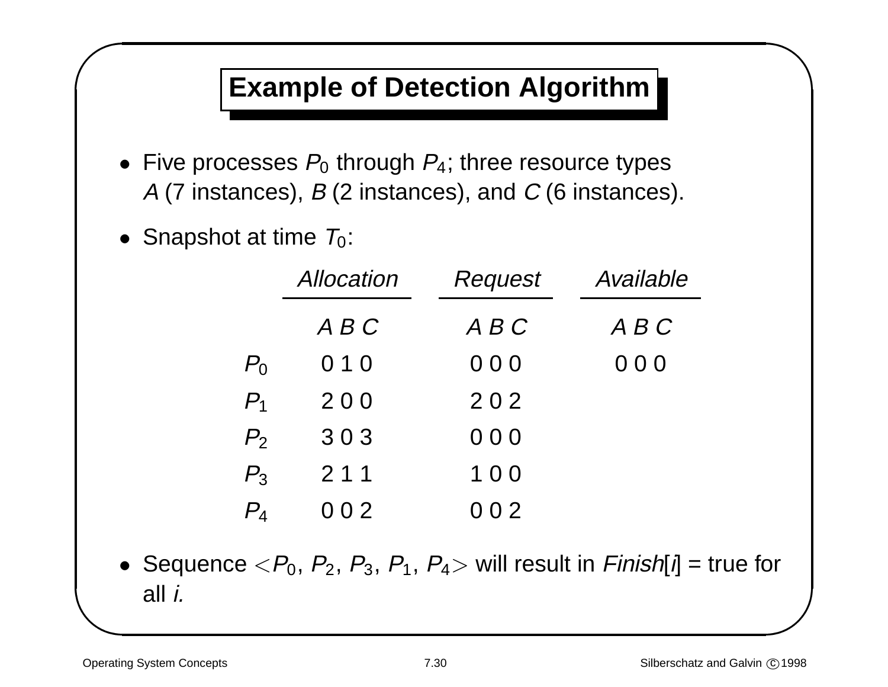## Example of Detection Algorithm

- Five processes $P_0$ through $P_4$; three resource types *A* (7 instances), *B* (2 instances), and *C* (6 instances).
- Snapshot at time $T_0$:

| | *Allocation* | *Request* | *Available* |
|---|---|---|---|
| | *A B C* | *A B C* | *A B C* |
| $P_0$ | 0 1 0 | 0 0 0 | 0 0 0 |
| $P_1$ | 2 0 0 | 2 0 2 | |
| $P_2$ | 3 0 3 | 0 0 0 | |
| $P_3$ | 2 1 1 | 1 0 0 | |
| $P_4$ | 0 0 2 | 0 0 2 | |

- Sequence $<P_0, P_2, P_3, P_1, P_4>$ will result in *Finish*[*i*] = true for all *i.*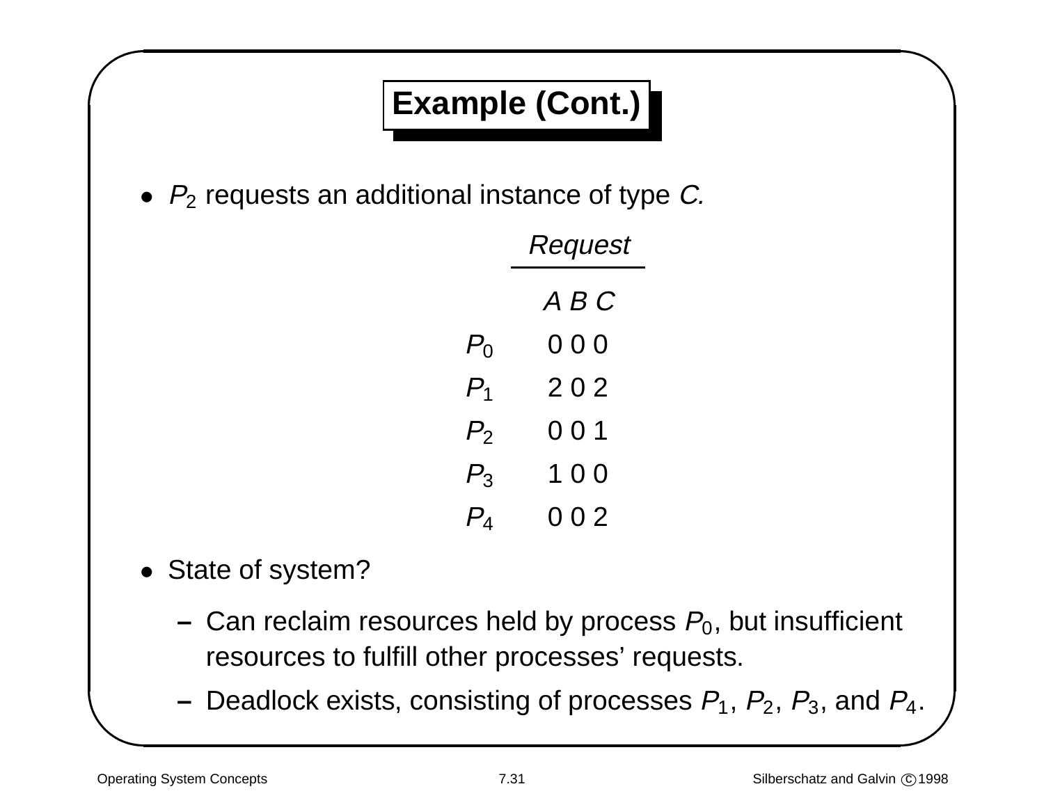# Example (Cont.)

- $P_2$ requests an additional instance of type *C*.

| | *Request* | | |
|---|---|---|---|
| | *A* | *B* | *C* |
| $P_0$ | 0 | 0 | 0 |
| $P_1$ | 2 | 0 | 2 |
| $P_2$ | 0 | 0 | 1 |
| $P_3$ | 1 | 0 | 0 |
| $P_4$ | 0 | 0 | 2 |

- State of system?
  - Can reclaim resources held by process $P_0$, but insufficient resources to fulfill other processes' requests.
  - Deadlock exists, consisting of processes $P_1$, $P_2$, $P_3$, and $P_4$.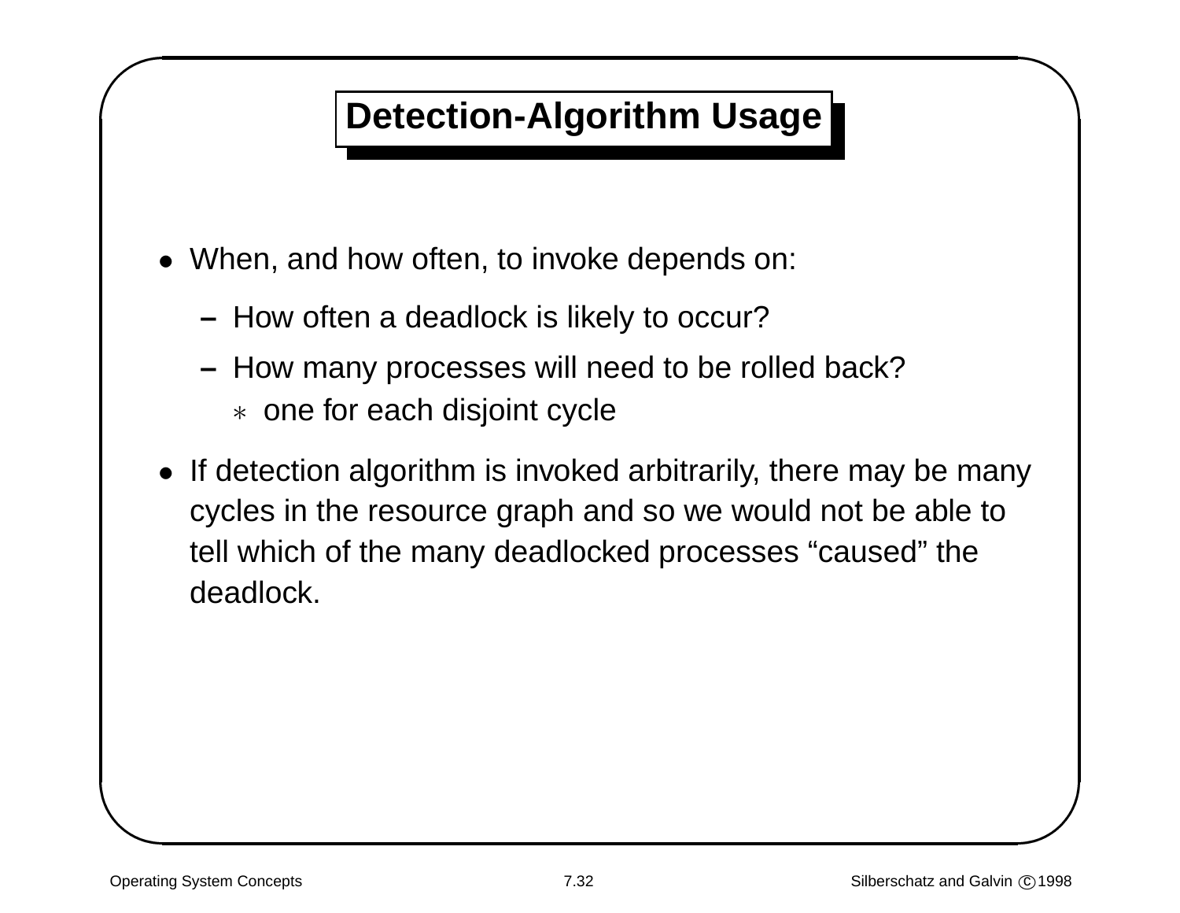# Detection-Algorithm Usage

- When, and how often, to invoke depends on:
  - How often a deadlock is likely to occur?
  - How many processes will need to be rolled back?
    - one for each disjoint cycle
- If detection algorithm is invoked arbitrarily, there may be many cycles in the resource graph and so we would not be able to tell which of the many deadlocked processes "caused" the deadlock.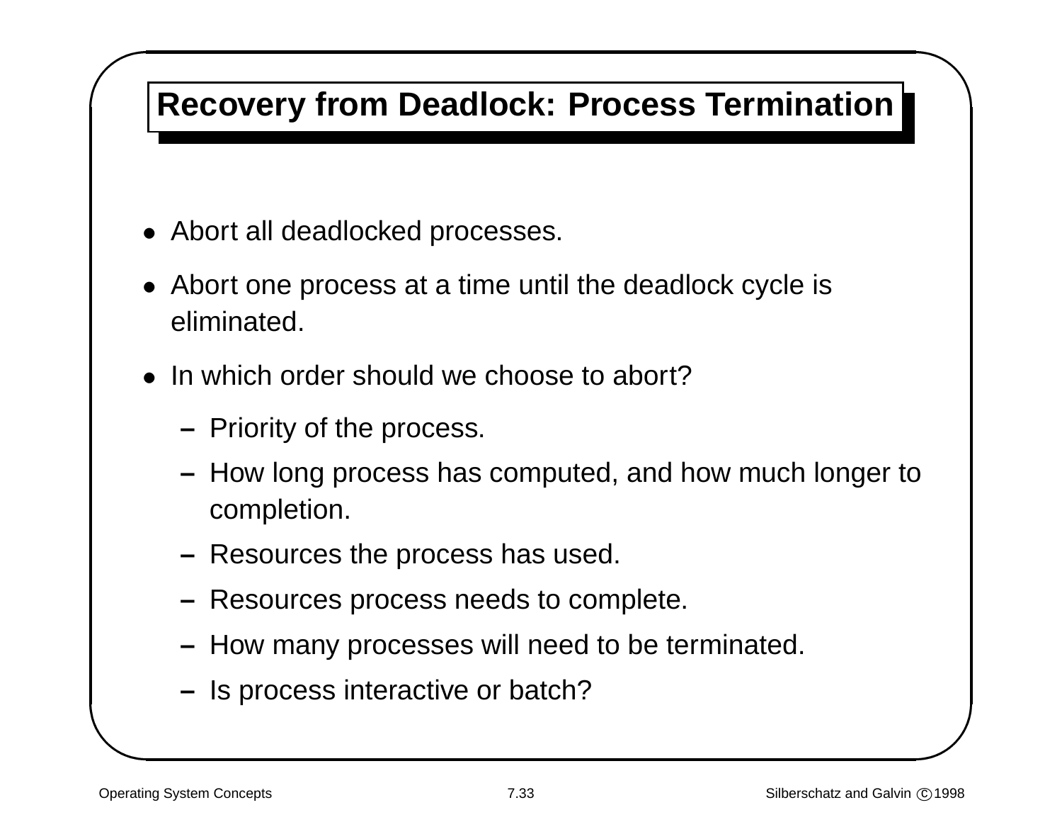# Recovery from Deadlock: Process Termination

- Abort all deadlocked processes.
- Abort one process at a time until the deadlock cycle is eliminated.
- In which order should we choose to abort?
  - Priority of the process.
  - How long process has computed, and how much longer to completion.
  - Resources the process has used.
  - Resources process needs to complete.
  - How many processes will need to be terminated.
  - Is process interactive or batch?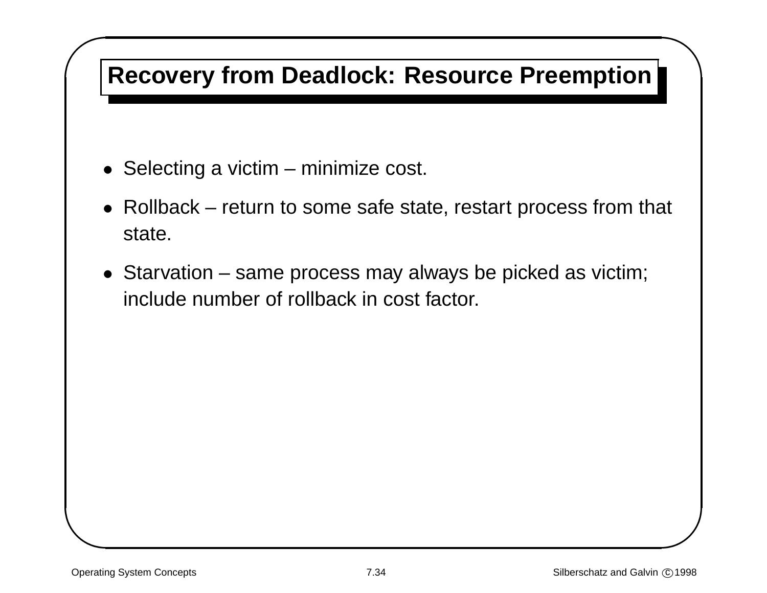# Recovery from Deadlock: Resource Preemption

- Selecting a victim – minimize cost.
- Rollback – return to some safe state, restart process from that state.
- Starvation – same process may always be picked as victim; include number of rollback in cost factor.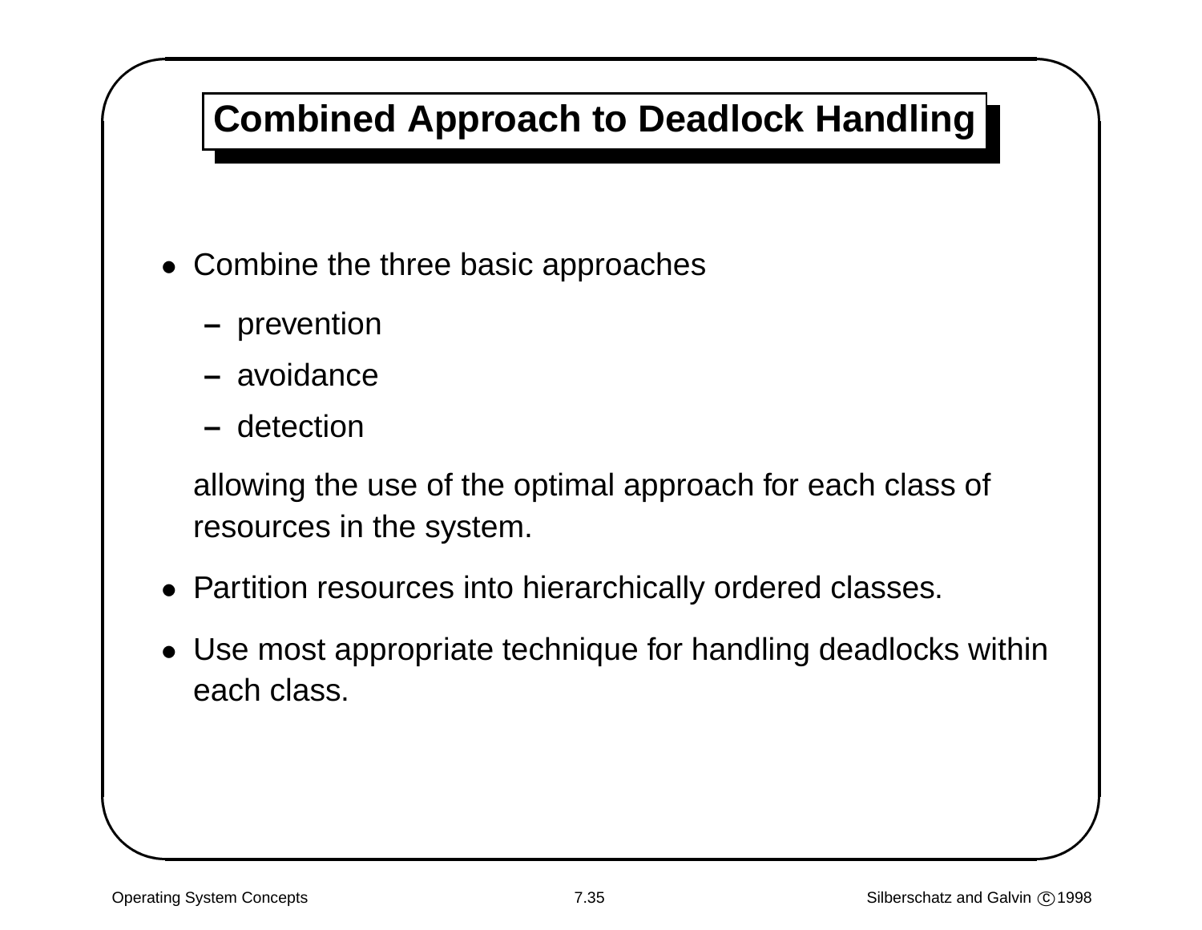# Combined Approach to Deadlock Handling

- Combine the three basic approaches
  - prevention
  - avoidance
  - detection

  allowing the use of the optimal approach for each class of resources in the system.

- Partition resources into hierarchically ordered classes.
- Use most appropriate technique for handling deadlocks within each class.